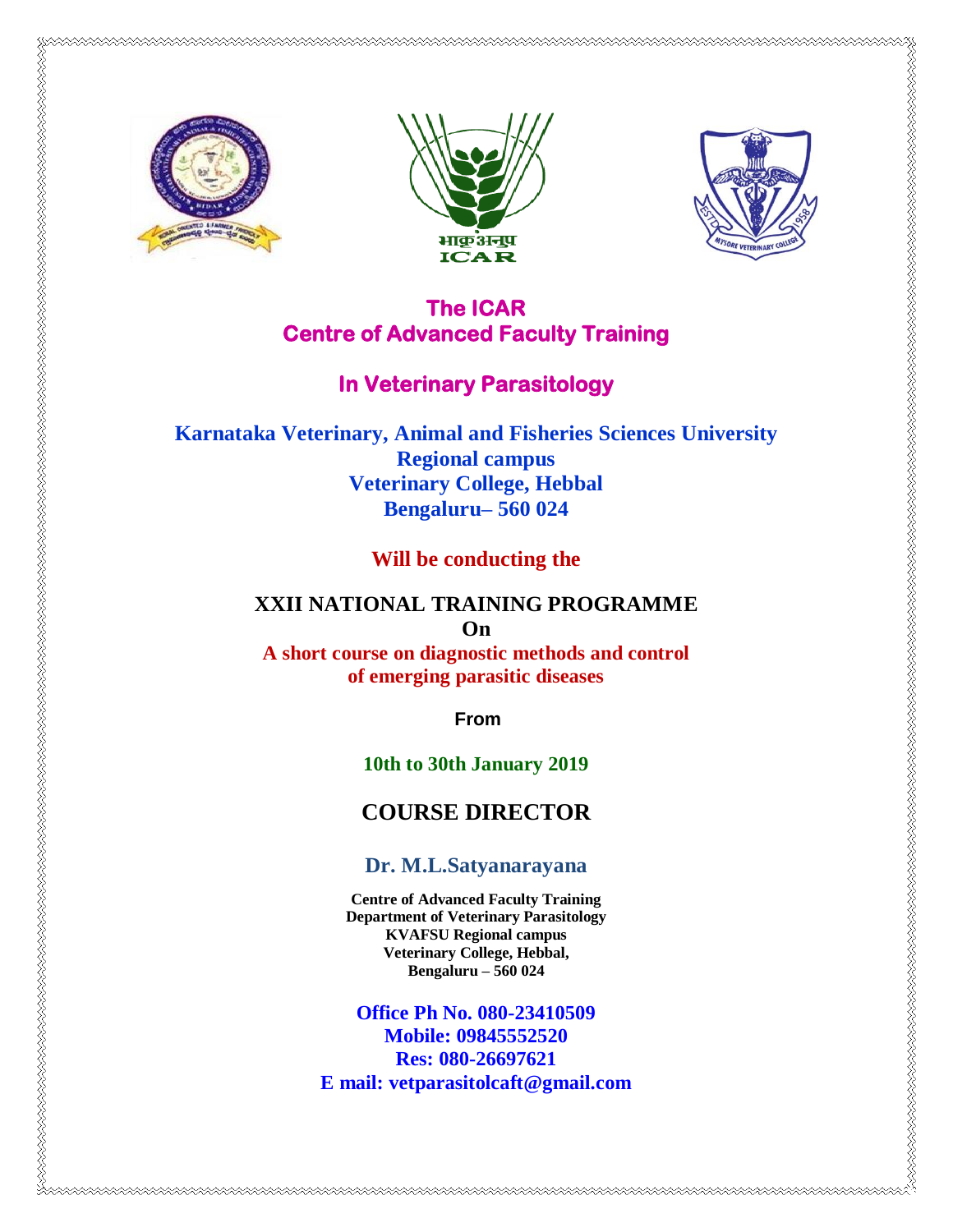# The ICAR
# Centre of Advanced Faculty Training

## In Veterinary Parasitology

**Karnataka Veterinary, Animal and Fisheries Sciences University**
**Regional campus**
**Veterinary College, Hebbal**
**Bengaluru– 560 024**

**Will be conducting the**

## XXII NATIONAL TRAINING PROGRAMME
**On**
**A short course on diagnostic methods and control of emerging parasitic diseases**

**From**

**10th to 30th January 2019**

## COURSE DIRECTOR

### Dr. M.L.Satyanarayana

**Centre of Advanced Faculty Training**
**Department of Veterinary Parasitology**
**KVAFSU Regional campus**
**Veterinary College, Hebbal,**
**Bengaluru – 560 024**

**Office Ph No. 080-23410509**
**Mobile: 09845552520**
**Res: 080-26697621**
**E mail: vetparasitolcaft@gmail.com**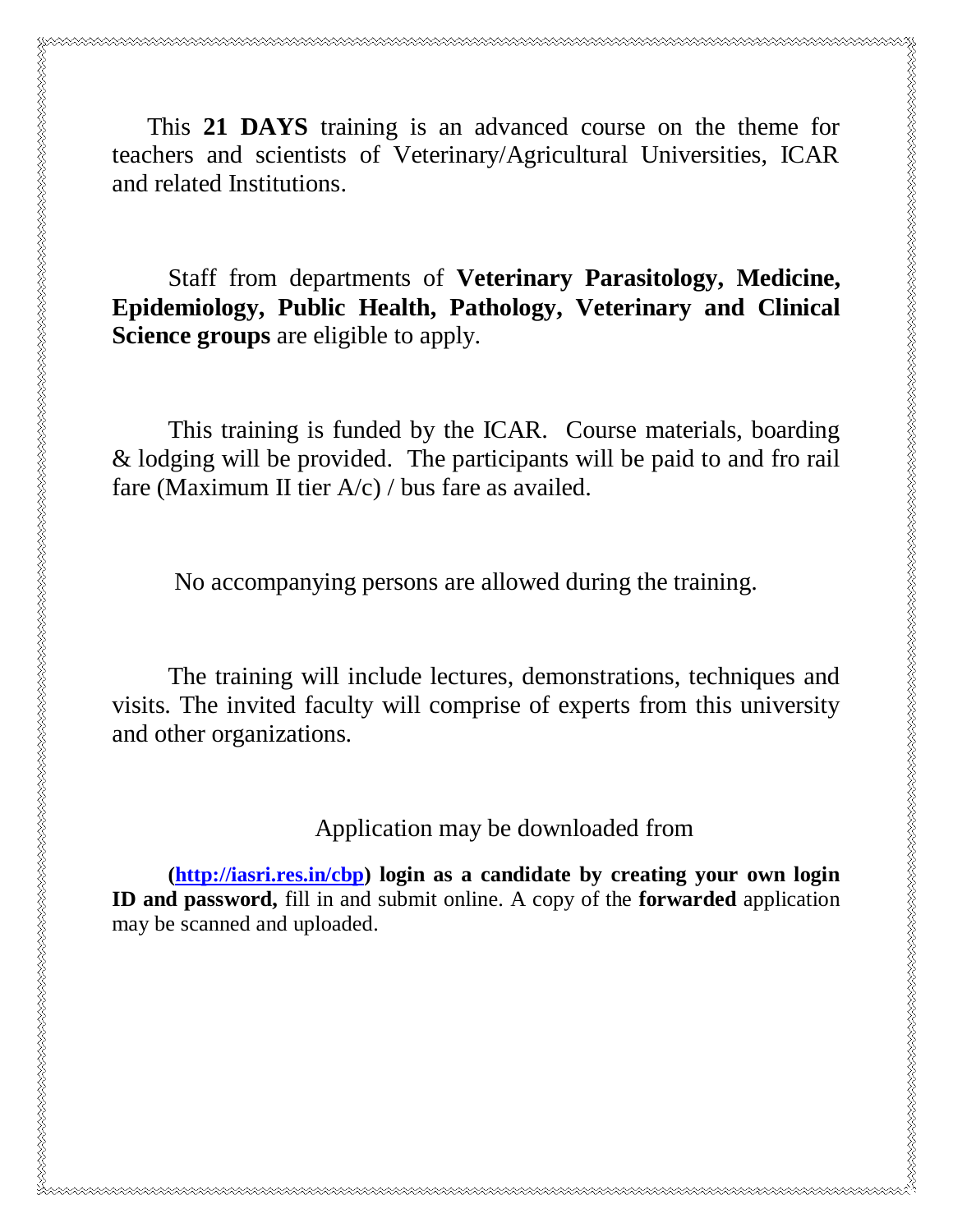This **21 DAYS** training is an advanced course on the theme for teachers and scientists of Veterinary/Agricultural Universities, ICAR and related Institutions.

Staff from departments of **Veterinary Parasitology, Medicine, Epidemiology, Public Health, Pathology, Veterinary and Clinical Science groups** are eligible to apply.

This training is funded by the ICAR. Course materials, boarding & lodging will be provided. The participants will be paid to and fro rail fare (Maximum II tier A/c) / bus fare as availed.

No accompanying persons are allowed during the training.

The training will include lectures, demonstrations, techniques and visits. The invited faculty will comprise of experts from this university and other organizations.

Application may be downloaded from

**(http://iasri.res.in/cbp) login as a candidate by creating your own login ID and password,** fill in and submit online. A copy of the **forwarded** application may be scanned and uploaded.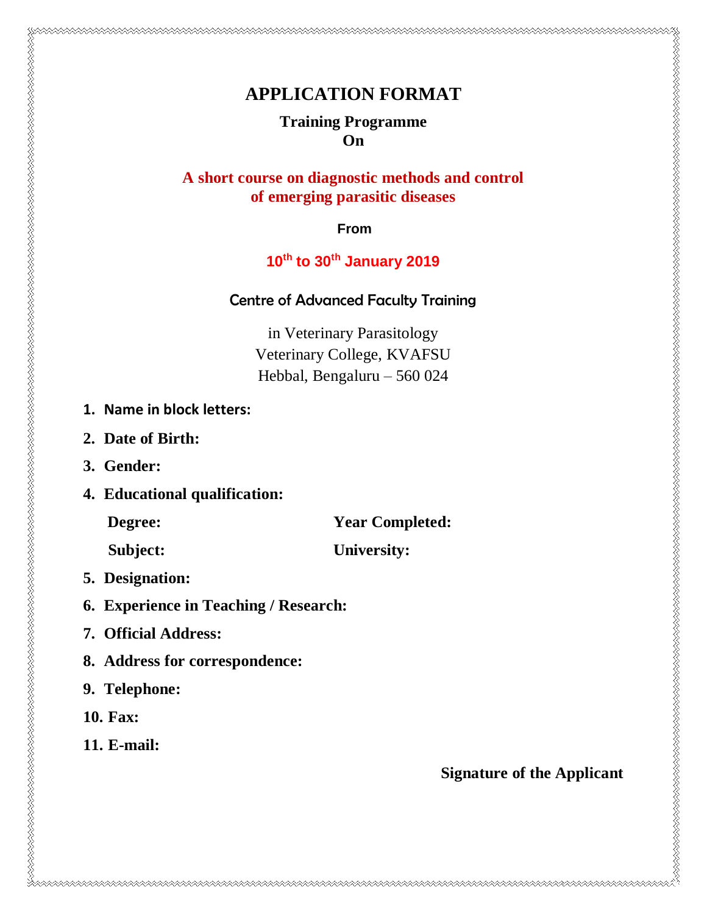# APPLICATION FORMAT

**Training Programme**
**On**

**A short course on diagnostic methods and control of emerging parasitic diseases**

**From**

**10th to 30th January 2019**

Centre of Advanced Faculty Training

in Veterinary Parasitology
Veterinary College, KVAFSU
Hebbal, Bengaluru – 560 024

1. **Name in block letters:**
2. **Date of Birth:**
3. **Gender:**
4. **Educational qualification:**

   **Degree:** **Year Completed:**

   **Subject:** **University:**

5. **Designation:**
6. **Experience in Teaching / Research:**
7. **Official Address:**
8. **Address for correspondence:**
9. **Telephone:**
10. **Fax:**
11. **E-mail:**

**Signature of the Applicant**